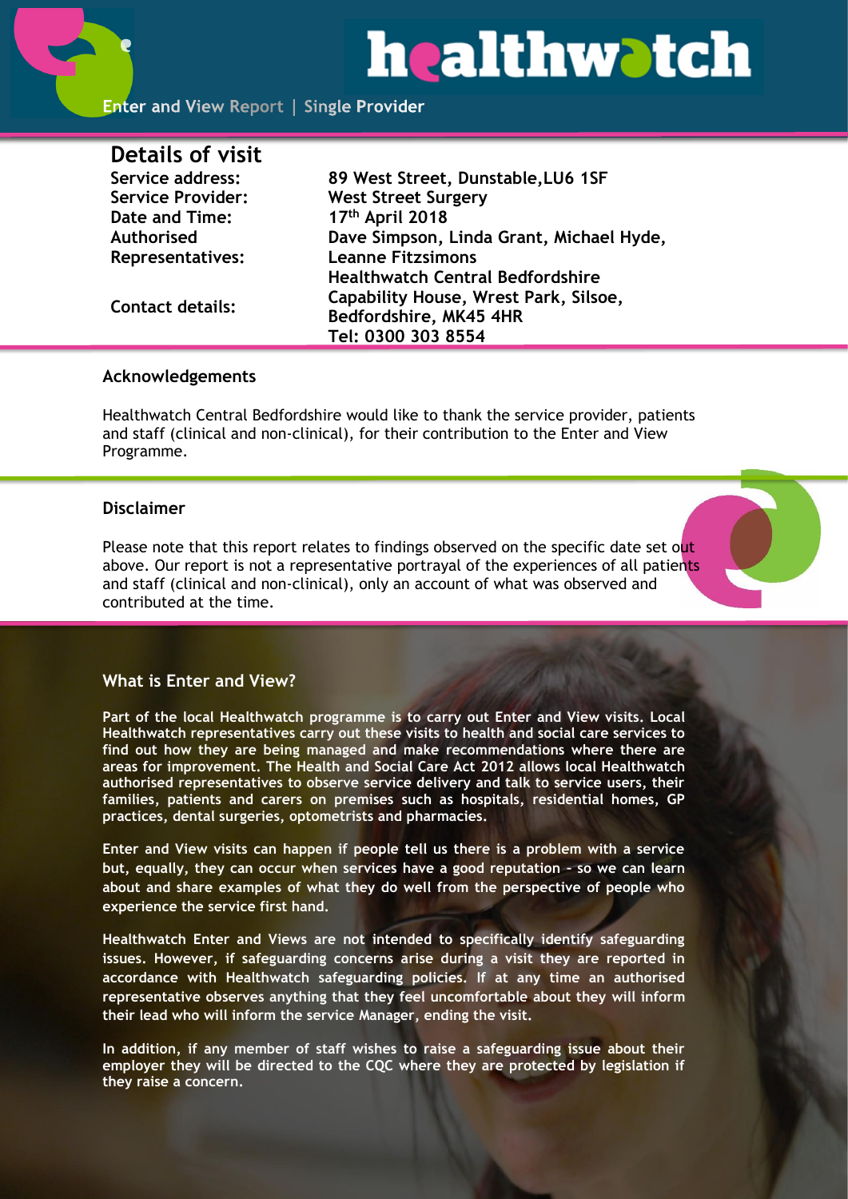# healthwatch

Enter and View Report | Single Provider

## Details of visit

| | |
|---|---|
| Service address: | 89 West Street, Dunstable, LU6 1SF |
| Service Provider: | West Street Surgery |
| Date and Time: | 17th April 2018 |
| Authorised Representatives: | Dave Simpson, Linda Grant, Michael Hyde, Leanne Fitzsimons |
| Contact details: | Healthwatch Central Bedfordshire<br>Capability House, Wrest Park, Silsoe, Bedfordshire, MK45 4HR<br>Tel: 0300 303 8554 |

### Acknowledgements

Healthwatch Central Bedfordshire would like to thank the service provider, patients and staff (clinical and non-clinical), for their contribution to the Enter and View Programme.

### Disclaimer

Please note that this report relates to findings observed on the specific date set out above. Our report is not a representative portrayal of the experiences of all patients and staff (clinical and non-clinical), only an account of what was observed and contributed at the time.

### What is Enter and View?

**Part of the local Healthwatch programme is to carry out Enter and View visits. Local Healthwatch representatives carry out these visits to health and social care services to find out how they are being managed and make recommendations where there are areas for improvement. The Health and Social Care Act 2012 allows local Healthwatch authorised representatives to observe service delivery and talk to service users, their families, patients and carers on premises such as hospitals, residential homes, GP practices, dental surgeries, optometrists and pharmacies.**

**Enter and View visits can happen if people tell us there is a problem with a service but, equally, they can occur when services have a good reputation – so we can learn about and share examples of what they do well from the perspective of people who experience the service first hand.**

**Healthwatch Enter and Views are not intended to specifically identify safeguarding issues. However, if safeguarding concerns arise during a visit they are reported in accordance with Healthwatch safeguarding policies. If at any time an authorised representative observes anything that they feel uncomfortable about they will inform their lead who will inform the service Manager, ending the visit.**

**In addition, if any member of staff wishes to raise a safeguarding issue about their employer they will be directed to the CQC where they are protected by legislation if they raise a concern.**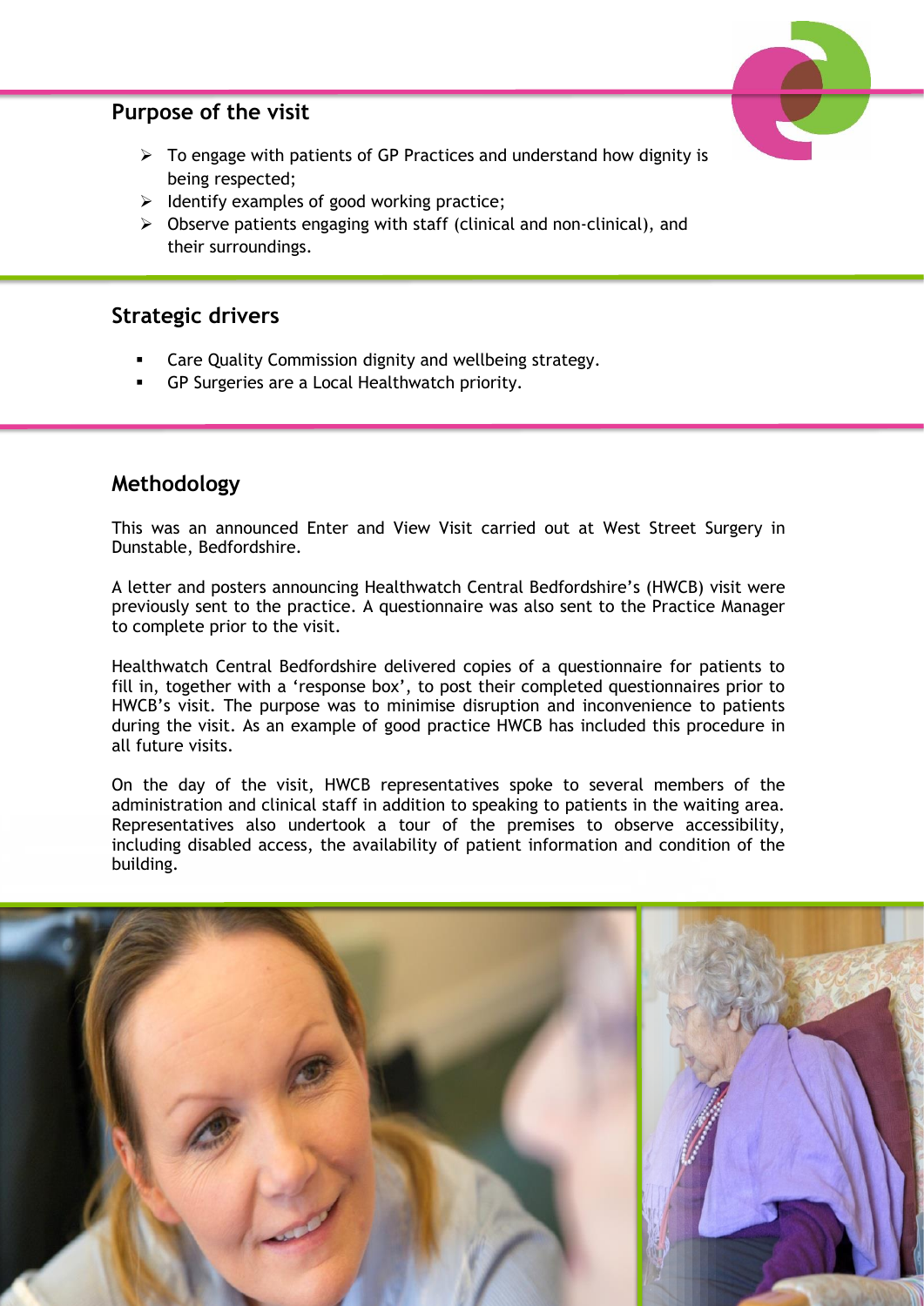## Purpose of the visit

- To engage with patients of GP Practices and understand how dignity is being respected;
- Identify examples of good working practice;
- Observe patients engaging with staff (clinical and non-clinical), and their surroundings.

## Strategic drivers

- Care Quality Commission dignity and wellbeing strategy.
- GP Surgeries are a Local Healthwatch priority.

## Methodology

This was an announced Enter and View Visit carried out at West Street Surgery in Dunstable, Bedfordshire.

A letter and posters announcing Healthwatch Central Bedfordshire's (HWCB) visit were previously sent to the practice. A questionnaire was also sent to the Practice Manager to complete prior to the visit.

Healthwatch Central Bedfordshire delivered copies of a questionnaire for patients to fill in, together with a 'response box', to post their completed questionnaires prior to HWCB's visit. The purpose was to minimise disruption and inconvenience to patients during the visit. As an example of good practice HWCB has included this procedure in all future visits.

On the day of the visit, HWCB representatives spoke to several members of the administration and clinical staff in addition to speaking to patients in the waiting area. Representatives also undertook a tour of the premises to observe accessibility, including disabled access, the availability of patient information and condition of the building.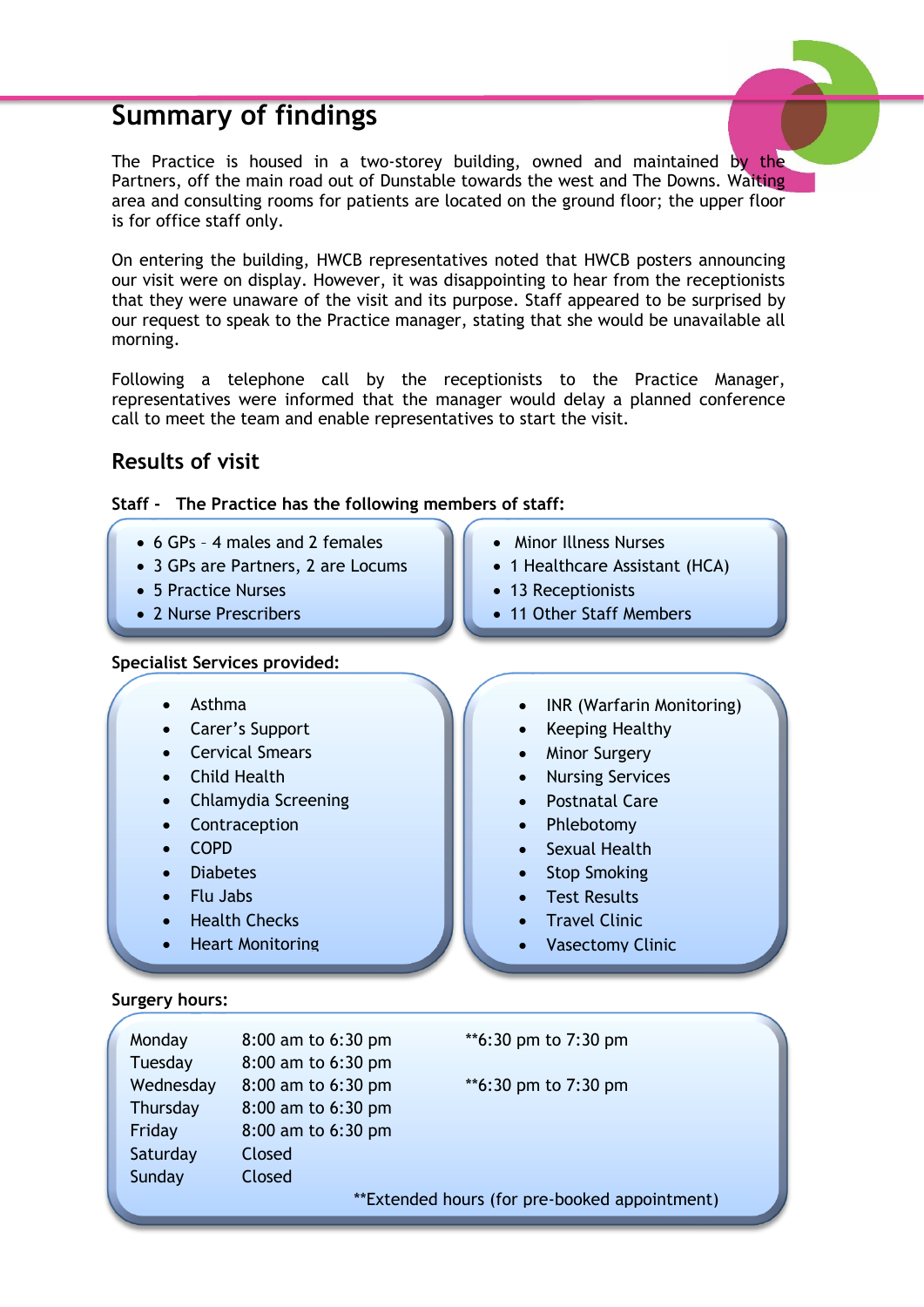## Summary of findings

The Practice is housed in a two-storey building, owned and maintained by the Partners, off the main road out of Dunstable towards the west and The Downs. Waiting area and consulting rooms for patients are located on the ground floor; the upper floor is for office staff only.

On entering the building, HWCB representatives noted that HWCB posters announcing our visit were on display. However, it was disappointing to hear from the receptionists that they were unaware of the visit and its purpose. Staff appeared to be surprised by our request to speak to the Practice manager, stating that she would be unavailable all morning.

Following a telephone call by the receptionists to the Practice Manager, representatives were informed that the manager would delay a planned conference call to meet the team and enable representatives to start the visit.

### Results of visit

**Staff - The Practice has the following members of staff:**

- 6 GPs – 4 males and 2 females
- 3 GPs are Partners, 2 are Locums
- 5 Practice Nurses
- 2 Nurse Prescribers
- Minor Illness Nurses
- 1 Healthcare Assistant (HCA)
- 13 Receptionists
- 11 Other Staff Members

**Specialist Services provided:**

- Asthma
- Carer's Support
- Cervical Smears
- Child Health
- Chlamydia Screening
- Contraception
- COPD
- Diabetes
- Flu Jabs
- Health Checks
- Heart Monitoring
- INR (Warfarin Monitoring)
- Keeping Healthy
- Minor Surgery
- Nursing Services
- Postnatal Care
- Phlebotomy
- Sexual Health
- Stop Smoking
- Test Results
- Travel Clinic
- Vasectomy Clinic

**Surgery hours:**

| Day | Hours | Extended hours |
|---|---|---|
| Monday | 8:00 am to 6:30 pm | **6:30 pm to 7:30 pm |
| Tuesday | 8:00 am to 6:30 pm | |
| Wednesday | 8:00 am to 6:30 pm | **6:30 pm to 7:30 pm |
| Thursday | 8:00 am to 6:30 pm | |
| Friday | 8:00 am to 6:30 pm | |
| Saturday | Closed | |
| Sunday | Closed | |

**Extended hours (for pre-booked appointment)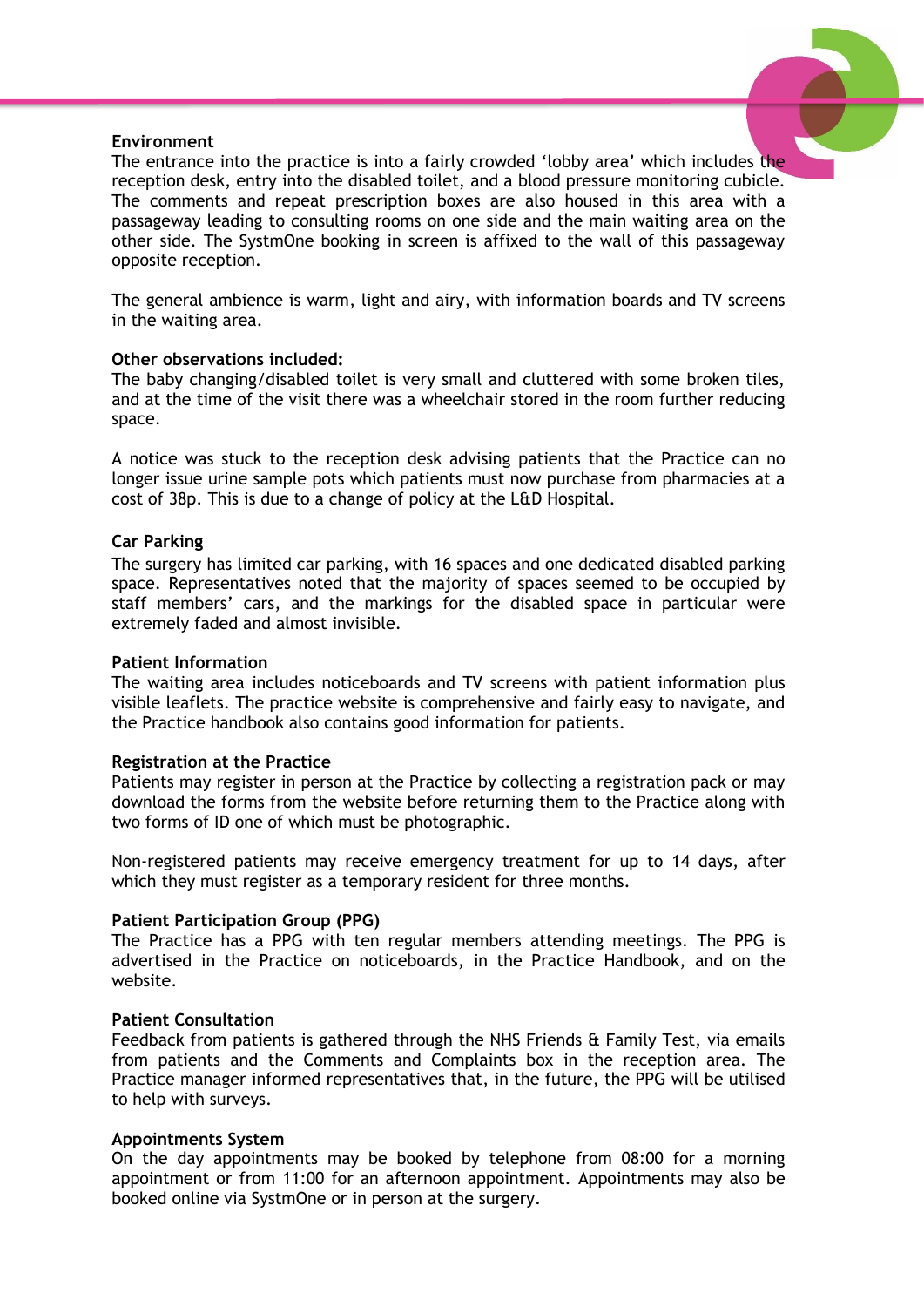### Environment

The entrance into the practice is into a fairly crowded 'lobby area' which includes the reception desk, entry into the disabled toilet, and a blood pressure monitoring cubicle. The comments and repeat prescription boxes are also housed in this area with a passageway leading to consulting rooms on one side and the main waiting area on the other side. The SystmOne booking in screen is affixed to the wall of this passageway opposite reception.

The general ambience is warm, light and airy, with information boards and TV screens in the waiting area.

### Other observations included:

The baby changing/disabled toilet is very small and cluttered with some broken tiles, and at the time of the visit there was a wheelchair stored in the room further reducing space.

A notice was stuck to the reception desk advising patients that the Practice can no longer issue urine sample pots which patients must now purchase from pharmacies at a cost of 38p. This is due to a change of policy at the L&D Hospital.

### Car Parking

The surgery has limited car parking, with 16 spaces and one dedicated disabled parking space. Representatives noted that the majority of spaces seemed to be occupied by staff members' cars, and the markings for the disabled space in particular were extremely faded and almost invisible.

### Patient Information

The waiting area includes noticeboards and TV screens with patient information plus visible leaflets. The practice website is comprehensive and fairly easy to navigate, and the Practice handbook also contains good information for patients.

### Registration at the Practice

Patients may register in person at the Practice by collecting a registration pack or may download the forms from the website before returning them to the Practice along with two forms of ID one of which must be photographic.

Non-registered patients may receive emergency treatment for up to 14 days, after which they must register as a temporary resident for three months.

### Patient Participation Group (PPG)

The Practice has a PPG with ten regular members attending meetings. The PPG is advertised in the Practice on noticeboards, in the Practice Handbook, and on the website.

### Patient Consultation

Feedback from patients is gathered through the NHS Friends & Family Test, via emails from patients and the Comments and Complaints box in the reception area. The Practice manager informed representatives that, in the future, the PPG will be utilised to help with surveys.

### Appointments System

On the day appointments may be booked by telephone from 08:00 for a morning appointment or from 11:00 for an afternoon appointment. Appointments may also be booked online via SystmOne or in person at the surgery.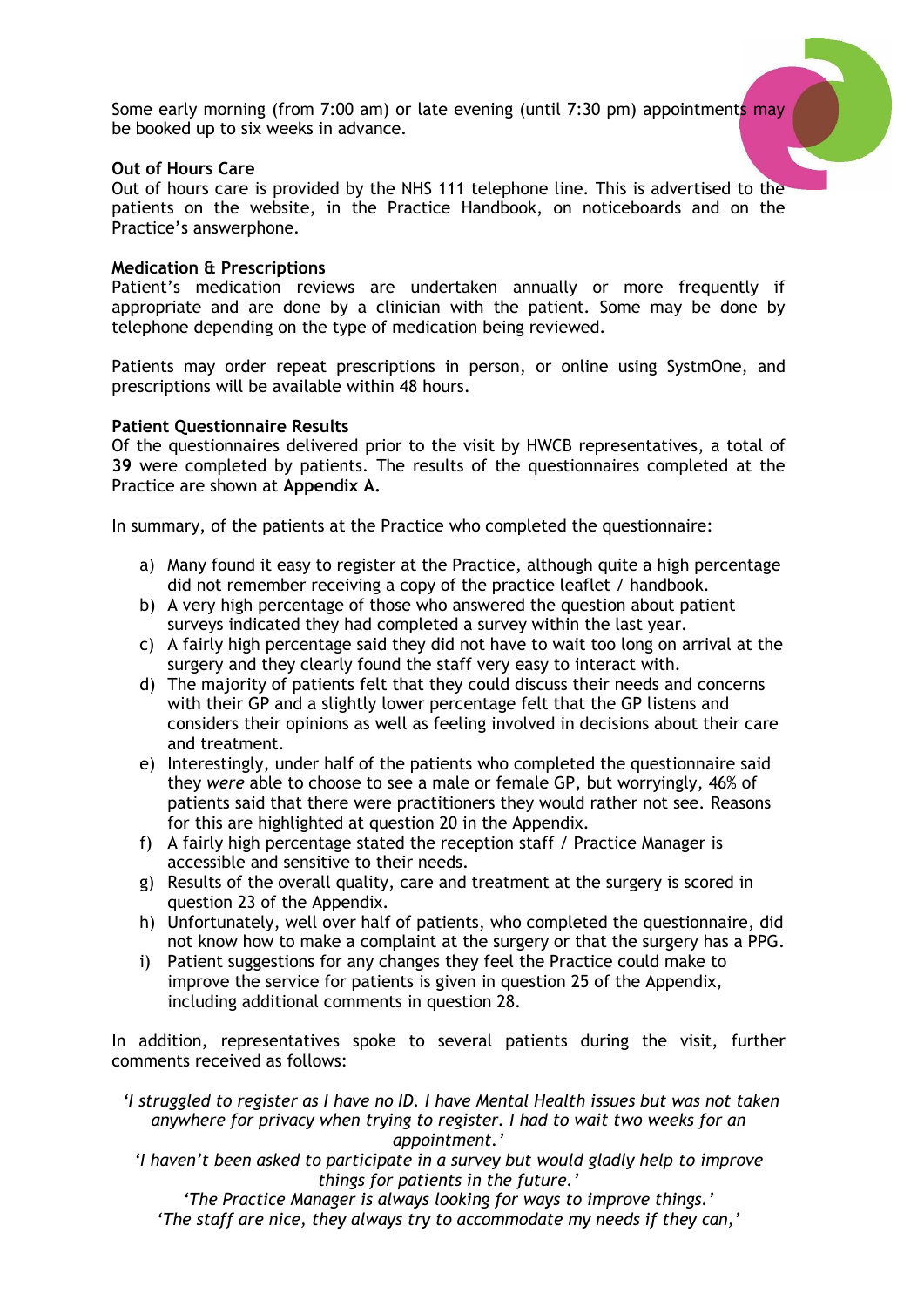Some early morning (from 7:00 am) or late evening (until 7:30 pm) appointments may be booked up to six weeks in advance.

**Out of Hours Care**

Out of hours care is provided by the NHS 111 telephone line. This is advertised to the patients on the website, in the Practice Handbook, on noticeboards and on the Practice's answerphone.

**Medication & Prescriptions**

Patient's medication reviews are undertaken annually or more frequently if appropriate and are done by a clinician with the patient. Some may be done by telephone depending on the type of medication being reviewed.

Patients may order repeat prescriptions in person, or online using SystmOne, and prescriptions will be available within 48 hours.

**Patient Questionnaire Results**

Of the questionnaires delivered prior to the visit by HWCB representatives, a total of **39** were completed by patients. The results of the questionnaires completed at the Practice are shown at **Appendix A.**

In summary, of the patients at the Practice who completed the questionnaire:

a) Many found it easy to register at the Practice, although quite a high percentage did not remember receiving a copy of the practice leaflet / handbook.
b) A very high percentage of those who answered the question about patient surveys indicated they had completed a survey within the last year.
c) A fairly high percentage said they did not have to wait too long on arrival at the surgery and they clearly found the staff very easy to interact with.
d) The majority of patients felt that they could discuss their needs and concerns with their GP and a slightly lower percentage felt that the GP listens and considers their opinions as well as feeling involved in decisions about their care and treatment.
e) Interestingly, under half of the patients who completed the questionnaire said they *were* able to choose to see a male or female GP, but worryingly, 46% of patients said that there were practitioners they would rather not see. Reasons for this are highlighted at question 20 in the Appendix.
f) A fairly high percentage stated the reception staff / Practice Manager is accessible and sensitive to their needs.
g) Results of the overall quality, care and treatment at the surgery is scored in question 23 of the Appendix.
h) Unfortunately, well over half of patients, who completed the questionnaire, did not know how to make a complaint at the surgery or that the surgery has a PPG.
i) Patient suggestions for any changes they feel the Practice could make to improve the service for patients is given in question 25 of the Appendix, including additional comments in question 28.

In addition, representatives spoke to several patients during the visit, further comments received as follows:

*'I struggled to register as I have no ID. I have Mental Health issues but was not taken anywhere for privacy when trying to register. I had to wait two weeks for an appointment.'*

*'I haven't been asked to participate in a survey but would gladly help to improve things for patients in the future.'*

*'The Practice Manager is always looking for ways to improve things.'*

*'The staff are nice, they always try to accommodate my needs if they can,'*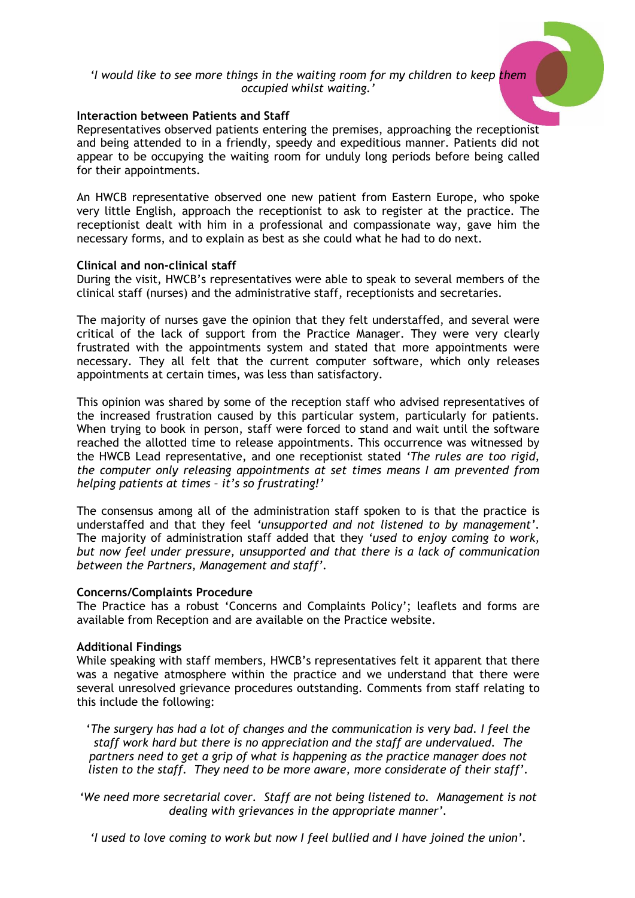*'I would like to see more things in the waiting room for my children to keep them occupied whilst waiting.'*

**Interaction between Patients and Staff**

Representatives observed patients entering the premises, approaching the receptionist and being attended to in a friendly, speedy and expeditious manner. Patients did not appear to be occupying the waiting room for unduly long periods before being called for their appointments.

An HWCB representative observed one new patient from Eastern Europe, who spoke very little English, approach the receptionist to ask to register at the practice. The receptionist dealt with him in a professional and compassionate way, gave him the necessary forms, and to explain as best as she could what he had to do next.

**Clinical and non-clinical staff**

During the visit, HWCB's representatives were able to speak to several members of the clinical staff (nurses) and the administrative staff, receptionists and secretaries.

The majority of nurses gave the opinion that they felt understaffed, and several were critical of the lack of support from the Practice Manager. They were very clearly frustrated with the appointments system and stated that more appointments were necessary. They all felt that the current computer software, which only releases appointments at certain times, was less than satisfactory.

This opinion was shared by some of the reception staff who advised representatives of the increased frustration caused by this particular system, particularly for patients. When trying to book in person, staff were forced to stand and wait until the software reached the allotted time to release appointments. This occurrence was witnessed by the HWCB Lead representative, and one receptionist stated *'The rules are too rigid, the computer only releasing appointments at set times means I am prevented from helping patients at times – it's so frustrating!'*

The consensus among all of the administration staff spoken to is that the practice is understaffed and that they feel *'unsupported and not listened to by management'*. The majority of administration staff added that they *'used to enjoy coming to work, but now feel under pressure, unsupported and that there is a lack of communication between the Partners, Management and staff'*.

**Concerns/Complaints Procedure**

The Practice has a robust 'Concerns and Complaints Policy'; leaflets and forms are available from Reception and are available on the Practice website.

**Additional Findings**

While speaking with staff members, HWCB's representatives felt it apparent that there was a negative atmosphere within the practice and we understand that there were several unresolved grievance procedures outstanding. Comments from staff relating to this include the following:

*'The surgery has had a lot of changes and the communication is very bad. I feel the staff work hard but there is no appreciation and the staff are undervalued. The partners need to get a grip of what is happening as the practice manager does not listen to the staff. They need to be more aware, more considerate of their staff'.*

*'We need more secretarial cover. Staff are not being listened to. Management is not dealing with grievances in the appropriate manner'.*

*'I used to love coming to work but now I feel bullied and I have joined the union'.*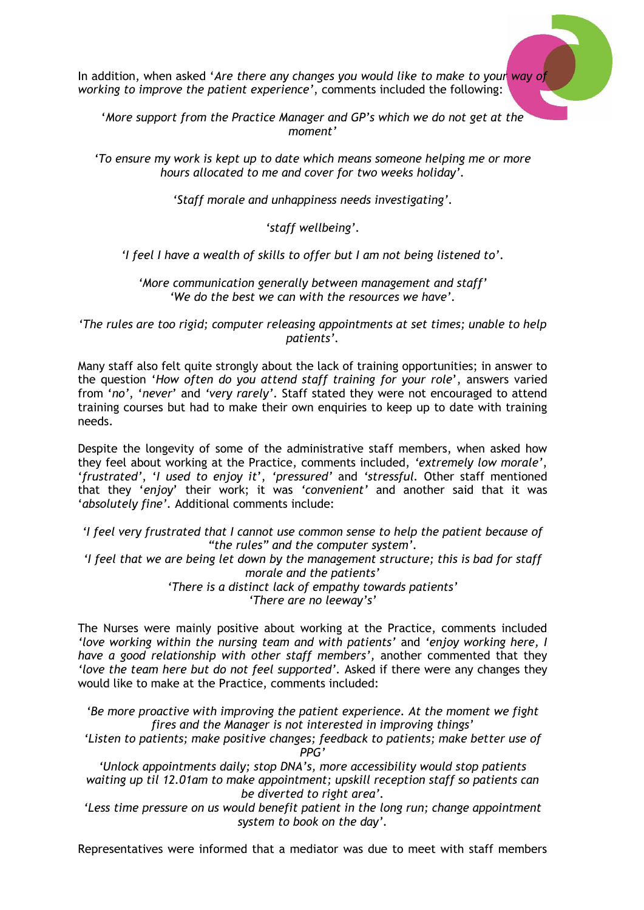In addition, when asked '*Are there any changes you would like to make to your way of working to improve the patient experience*', comments included the following:

> '*More support from the Practice Manager and GP's which we do not get at the moment*'
>
> '*To ensure my work is kept up to date which means someone helping me or more hours allocated to me and cover for two weeks holiday*'.
>
> '*Staff morale and unhappiness needs investigating*'.
>
> '*staff wellbeing*'.
>
> '*I feel I have a wealth of skills to offer but I am not being listened to*'.
>
> '*More communication generally between management and staff*'
> '*We do the best we can with the resources we have*'.
>
> '*The rules are too rigid; computer releasing appointments at set times; unable to help patients*'.

Many staff also felt quite strongly about the lack of training opportunities; in answer to the question '*How often do you attend staff training for your role*', answers varied from '*no*', '*never*' and '*very rarely*'. Staff stated they were not encouraged to attend training courses but had to make their own enquiries to keep up to date with training needs.

Despite the longevity of some of the administrative staff members, when asked how they feel about working at the Practice, comments included, '*extremely low morale*', '*frustrated*', '*I used to enjoy it*', '*pressured*' and '*stressful*. Other staff mentioned that they '*enjoy*' their work; it was '*convenient*' and another said that it was '*absolutely fine*'. Additional comments include:

> '*I feel very frustrated that I cannot use common sense to help the patient because of "the rules" and the computer system*'.
> '*I feel that we are being let down by the management structure; this is bad for staff morale and the patients*'
> '*There is a distinct lack of empathy towards patients*'
> '*There are no leeway's*'

The Nurses were mainly positive about working at the Practice, comments included '*love working within the nursing team and with patients*' and '*enjoy working here, I have a good relationship with other staff members*', another commented that they '*love the team here but do not feel supported*'. Asked if there were any changes they would like to make at the Practice, comments included:

> '*Be more proactive with improving the patient experience. At the moment we fight fires and the Manager is not interested in improving things*'
> '*Listen to patients; make positive changes; feedback to patients; make better use of PPG*'
> '*Unlock appointments daily; stop DNA's, more accessibility would stop patients waiting up til 12.01am to make appointment; upskill reception staff so patients can be diverted to right area*'.
> '*Less time pressure on us would benefit patient in the long run; change appointment system to book on the day*'.

Representatives were informed that a mediator was due to meet with staff members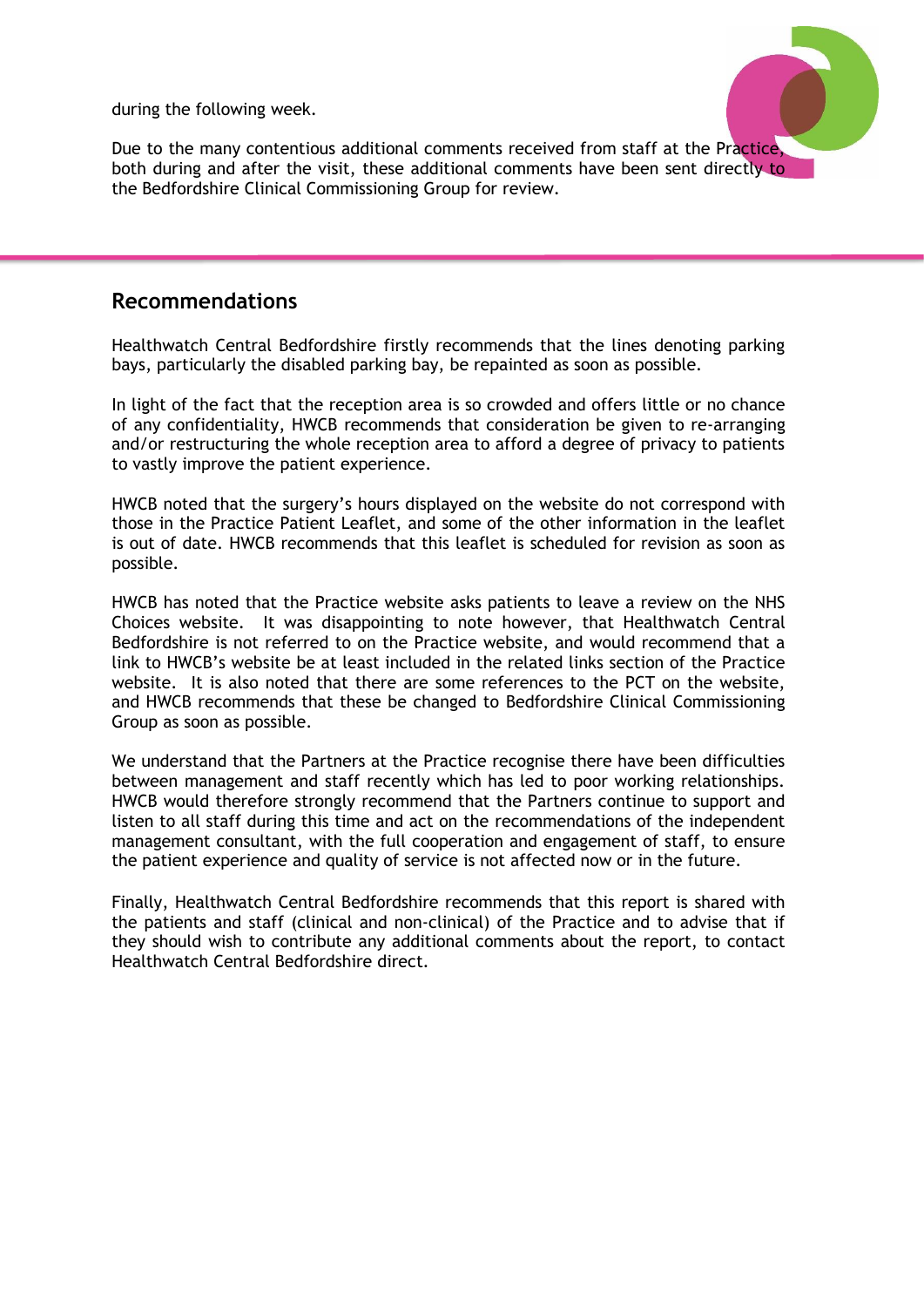during the following week.

Due to the many contentious additional comments received from staff at the Practice, both during and after the visit, these additional comments have been sent directly to the Bedfordshire Clinical Commissioning Group for review.

## Recommendations

Healthwatch Central Bedfordshire firstly recommends that the lines denoting parking bays, particularly the disabled parking bay, be repainted as soon as possible.

In light of the fact that the reception area is so crowded and offers little or no chance of any confidentiality, HWCB recommends that consideration be given to re-arranging and/or restructuring the whole reception area to afford a degree of privacy to patients to vastly improve the patient experience.

HWCB noted that the surgery's hours displayed on the website do not correspond with those in the Practice Patient Leaflet, and some of the other information in the leaflet is out of date. HWCB recommends that this leaflet is scheduled for revision as soon as possible.

HWCB has noted that the Practice website asks patients to leave a review on the NHS Choices website. It was disappointing to note however, that Healthwatch Central Bedfordshire is not referred to on the Practice website, and would recommend that a link to HWCB's website be at least included in the related links section of the Practice website. It is also noted that there are some references to the PCT on the website, and HWCB recommends that these be changed to Bedfordshire Clinical Commissioning Group as soon as possible.

We understand that the Partners at the Practice recognise there have been difficulties between management and staff recently which has led to poor working relationships. HWCB would therefore strongly recommend that the Partners continue to support and listen to all staff during this time and act on the recommendations of the independent management consultant, with the full cooperation and engagement of staff, to ensure the patient experience and quality of service is not affected now or in the future.

Finally, Healthwatch Central Bedfordshire recommends that this report is shared with the patients and staff (clinical and non-clinical) of the Practice and to advise that if they should wish to contribute any additional comments about the report, to contact Healthwatch Central Bedfordshire direct.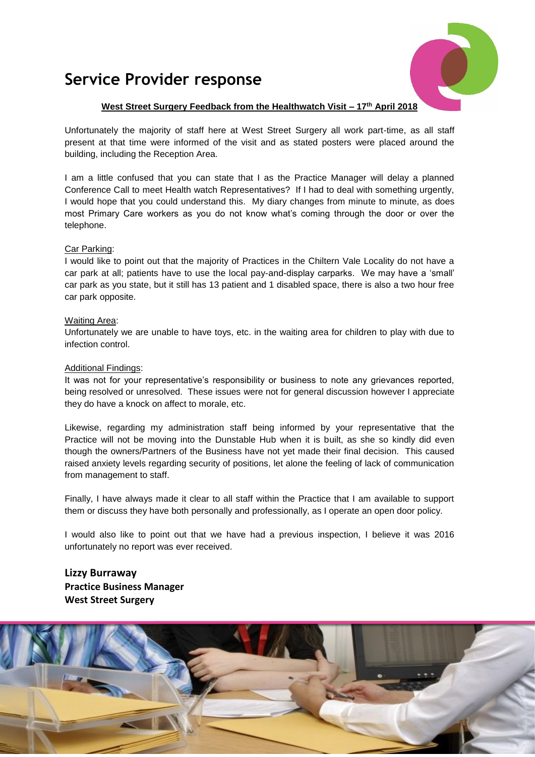# Service Provider response

**West Street Surgery Feedback from the Healthwatch Visit – 17th April 2018**

Unfortunately the majority of staff here at West Street Surgery all work part-time, as all staff present at that time were informed of the visit and as stated posters were placed around the building, including the Reception Area.

I am a little confused that you can state that I as the Practice Manager will delay a planned Conference Call to meet Health watch Representatives? If I had to deal with something urgently, I would hope that you could understand this. My diary changes from minute to minute, as does most Primary Care workers as you do not know what's coming through the door or over the telephone.

Car Parking:

I would like to point out that the majority of Practices in the Chiltern Vale Locality do not have a car park at all; patients have to use the local pay-and-display carparks. We may have a 'small' car park as you state, but it still has 13 patient and 1 disabled space, there is also a two hour free car park opposite.

Waiting Area:

Unfortunately we are unable to have toys, etc. in the waiting area for children to play with due to infection control.

Additional Findings:

It was not for your representative's responsibility or business to note any grievances reported, being resolved or unresolved. These issues were not for general discussion however I appreciate they do have a knock on affect to morale, etc.

Likewise, regarding my administration staff being informed by your representative that the Practice will not be moving into the Dunstable Hub when it is built, as she so kindly did even though the owners/Partners of the Business have not yet made their final decision. This caused raised anxiety levels regarding security of positions, let alone the feeling of lack of communication from management to staff.

Finally, I have always made it clear to all staff within the Practice that I am available to support them or discuss they have both personally and professionally, as I operate an open door policy.

I would also like to point out that we have had a previous inspection, I believe it was 2016 unfortunately no report was ever received.

**Lizzy Burraway**
**Practice Business Manager**
**West Street Surgery**